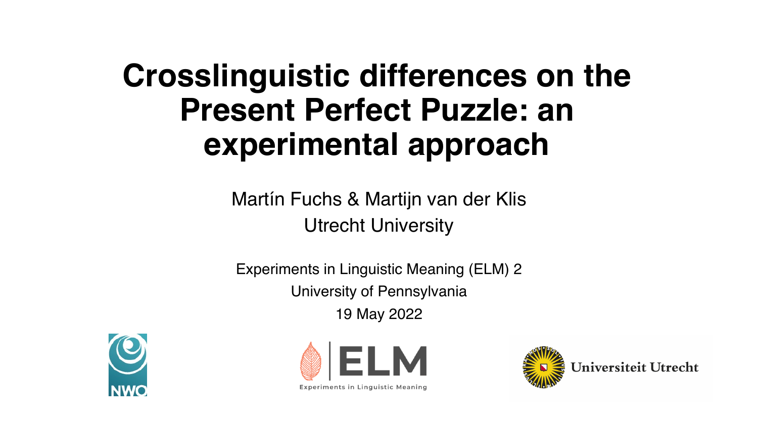# Crosslinguistic differences on the Present Perfect Puzzle: an experimental approach

Martín Fuchs & Martijn van der Klis

Utrecht University

Experiments in Linguistic Meaning (ELM) 2

University of Pennsylvania

19 May 2022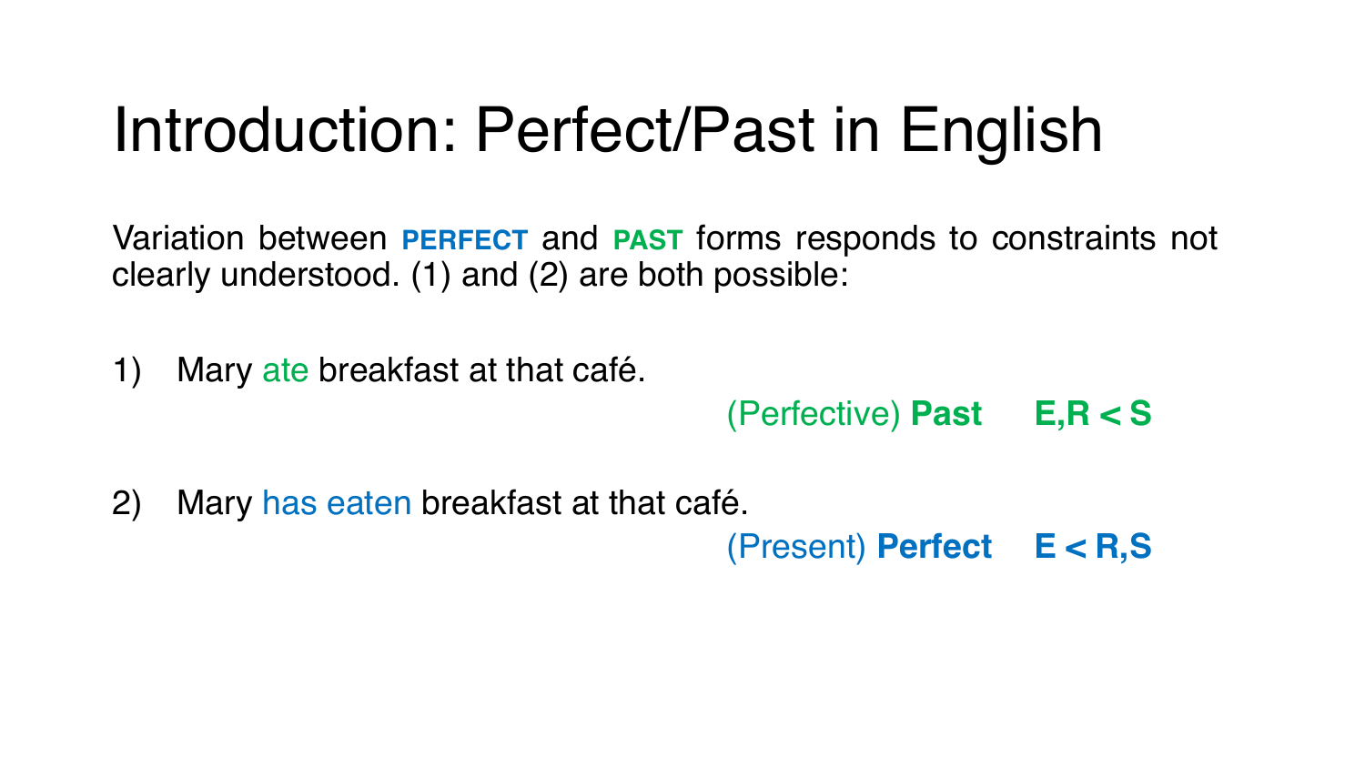# Introduction: Perfect/Past in English

Variation between **PERFECT** and **PAST** forms responds to constraints not clearly understood. (1) and (2) are both possible:

1) Mary ate breakfast at that café.

   (Perfective) **Past** **E,R < S**

2) Mary has eaten breakfast at that café.

   (Present) **Perfect** **E < R,S**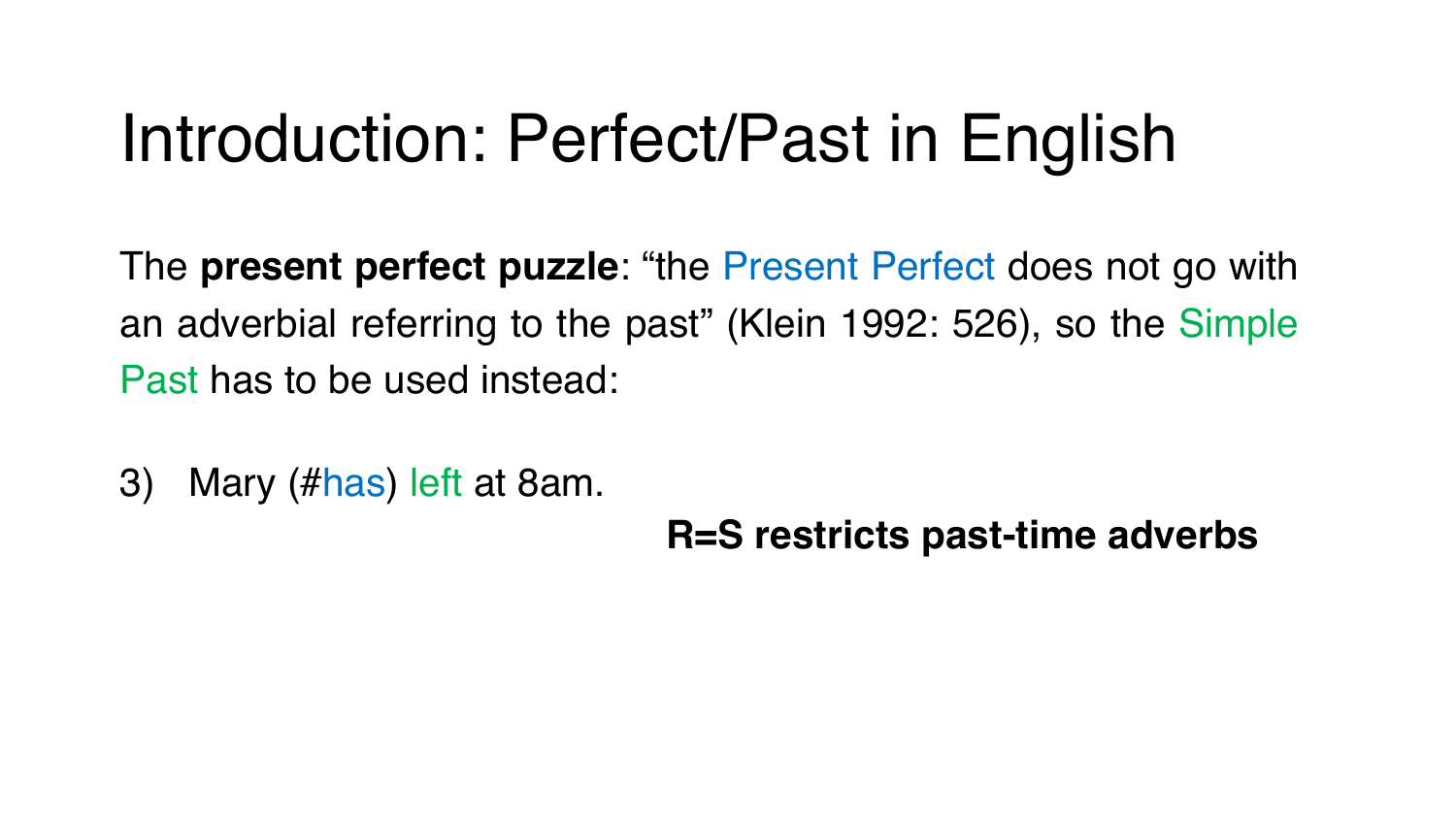# Introduction: Perfect/Past in English

The **present perfect puzzle**: "the Present Perfect does not go with an adverbial referring to the past" (Klein 1992: 526), so the Simple Past has to be used instead:

3) Mary (#has) left at 8am.

**R=S restricts past-time adverbs**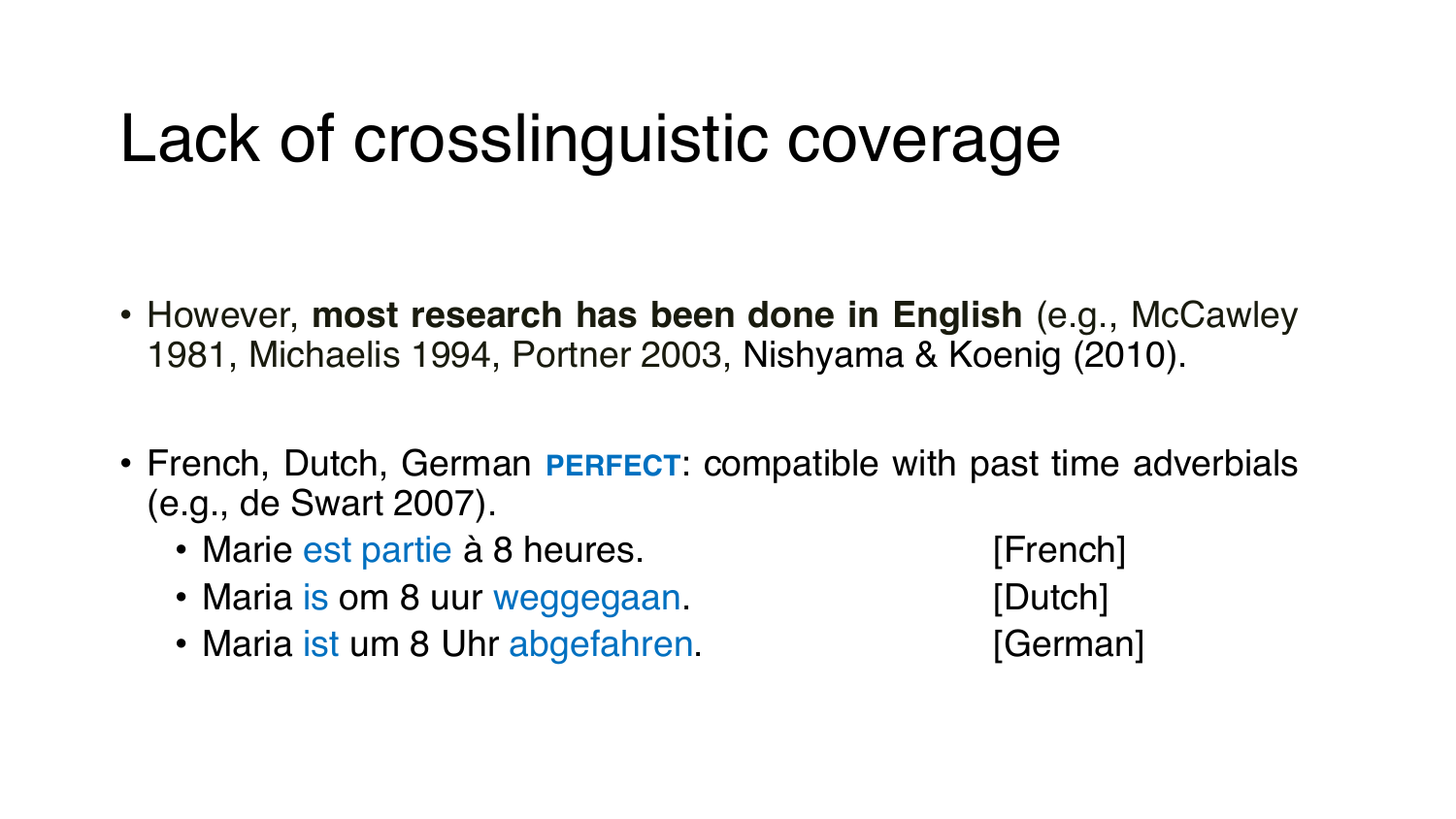# Lack of crosslinguistic coverage

- However, **most research has been done in English** (e.g., McCawley 1981, Michaelis 1994, Portner 2003, Nishyama & Koenig (2010).

- French, Dutch, German **PERFECT**: compatible with past time adverbials (e.g., de Swart 2007).
  - Marie est partie à 8 heures. [French]
  - Maria is om 8 uur weggegaan. [Dutch]
  - Maria ist um 8 Uhr abgefahren. [German]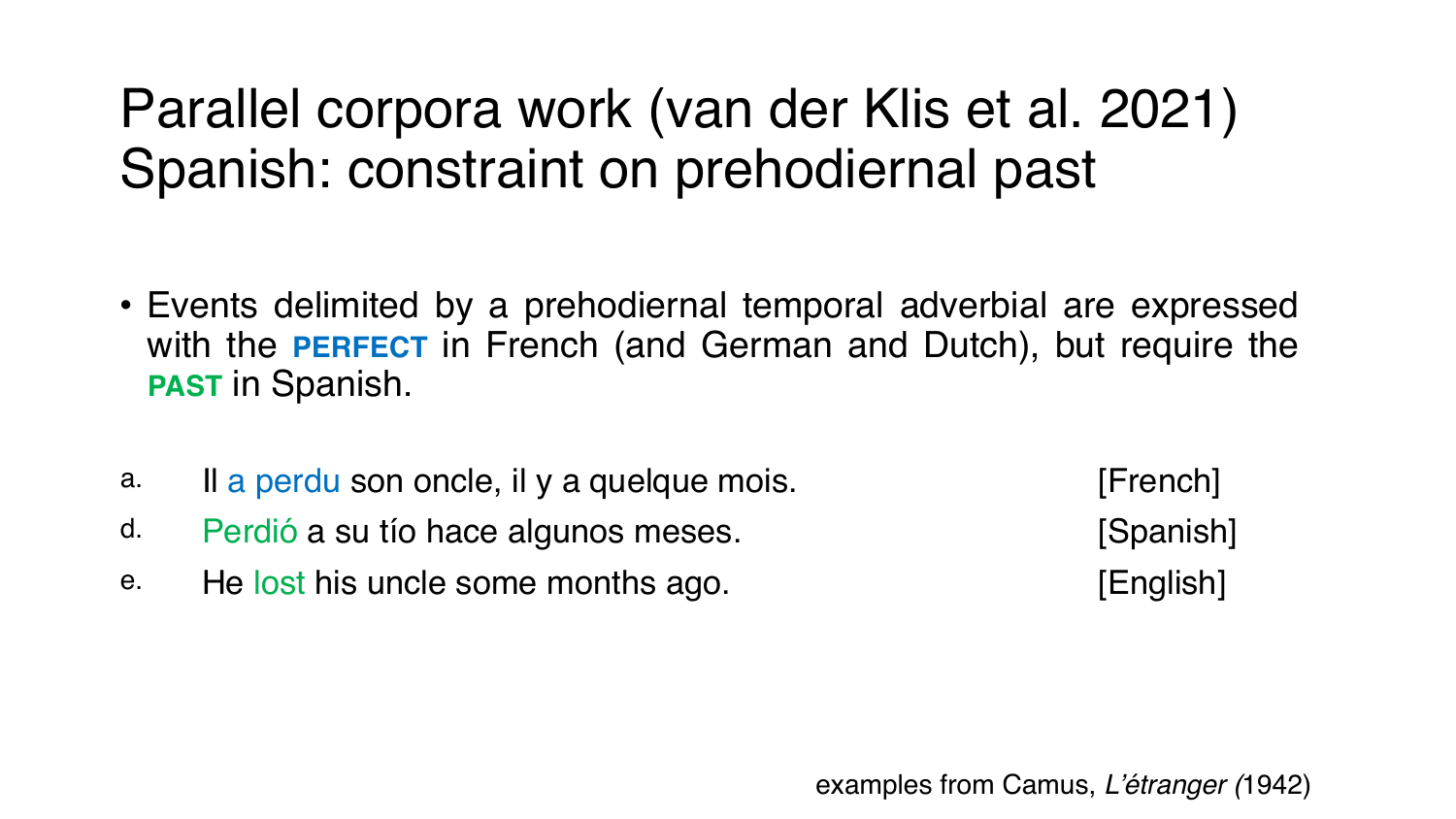# Parallel corpora work (van der Klis et al. 2021)
# Spanish: constraint on prehodiernal past

- Events delimited by a prehodiernal temporal adverbial are expressed with the **PERFECT** in French (and German and Dutch), but require the **PAST** in Spanish.

a. Il a perdu son oncle, il y a quelque mois. [French]

d. Perdió a su tío hace algunos meses. [Spanish]

e. He lost his uncle some months ago. [English]

examples from Camus, *L'étranger (*1942)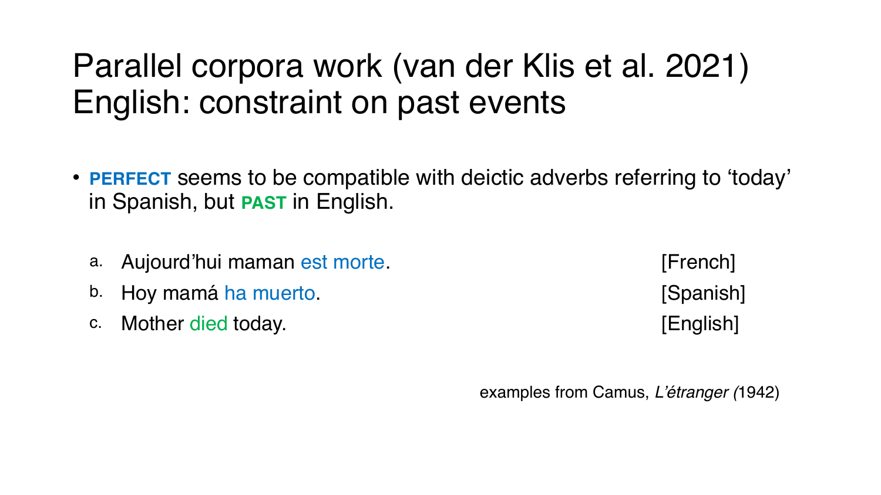# Parallel corpora work (van der Klis et al. 2021) English: constraint on past events

- **PERFECT** seems to be compatible with deictic adverbs referring to 'today' in Spanish, but **PAST** in English.

a. Aujourd'hui maman est morte. [French]

b. Hoy mamá ha muerto. [Spanish]

c. Mother died today. [English]

examples from Camus, *L'étranger* (1942)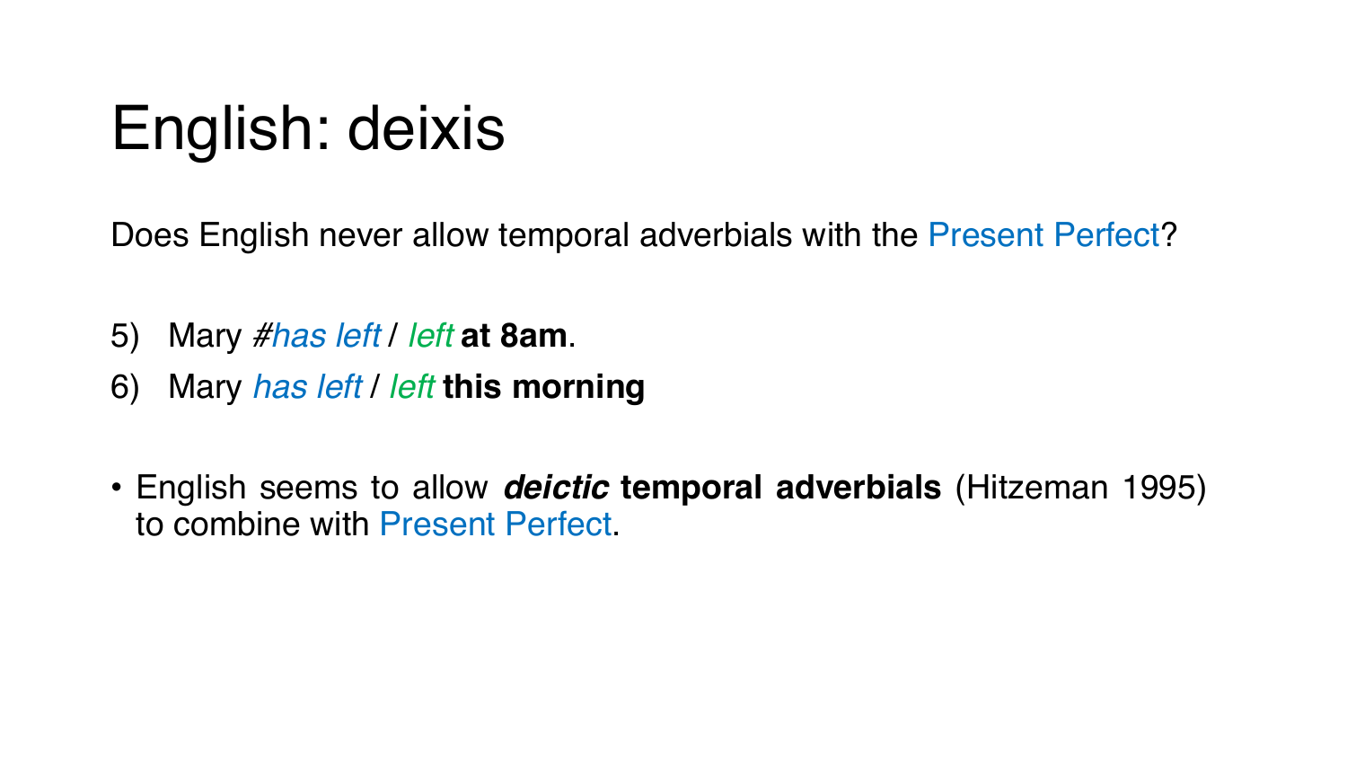# English: deixis

Does English never allow temporal adverbials with the Present Perfect?

5) Mary #*has left* / *left* **at 8am**.
6) Mary *has left* / *left* **this morning**

- English seems to allow ***deictic* temporal adverbials** (Hitzeman 1995) to combine with Present Perfect.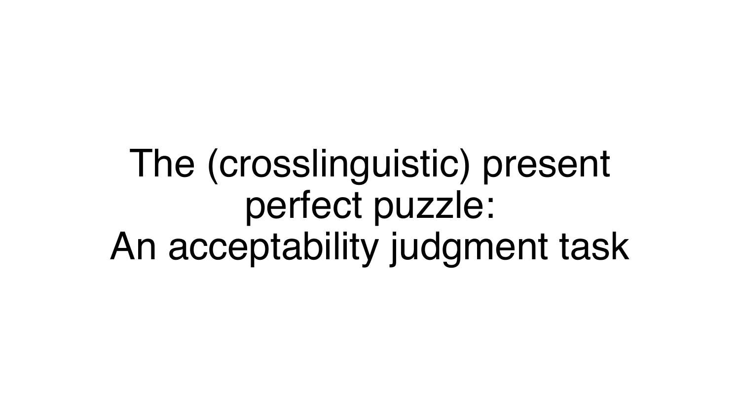# The (crosslinguistic) present perfect puzzle: An acceptability judgment task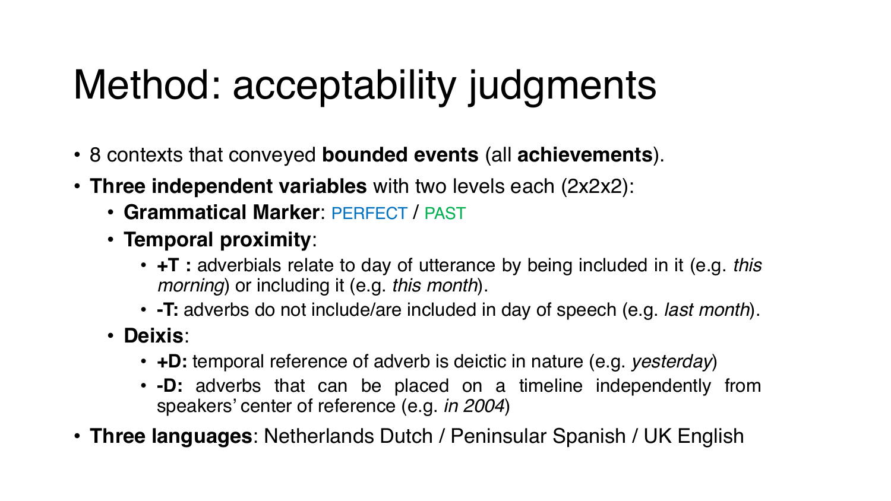# Method: acceptability judgments

- 8 contexts that conveyed **bounded events** (all **achievements**).
- **Three independent variables** with two levels each (2x2x2):
  - **Grammatical Marker**: PERFECT / PAST
  - **Temporal proximity**:
    - **+T :** adverbials relate to day of utterance by being included in it (e.g. *this morning*) or including it (e.g. *this month*).
    - **-T:** adverbs do not include/are included in day of speech (e.g. *last month*).
  - **Deixis**:
    - **+D:** temporal reference of adverb is deictic in nature (e.g. *yesterday*)
    - **-D:** adverbs that can be placed on a timeline independently from speakers' center of reference (e.g. *in 2004*)
- **Three languages**: Netherlands Dutch / Peninsular Spanish / UK English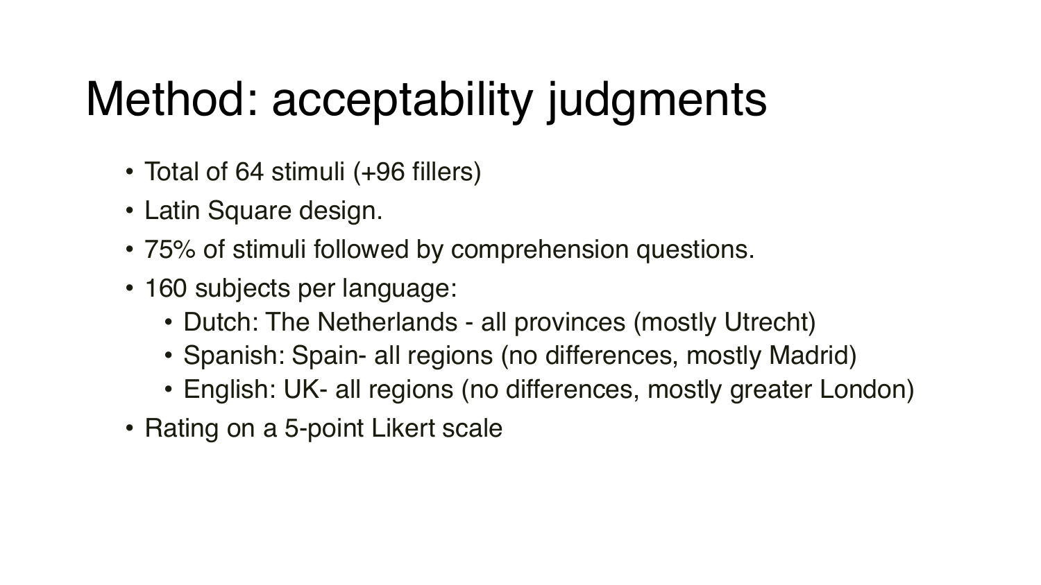# Method: acceptability judgments

- Total of 64 stimuli (+96 fillers)
- Latin Square design.
- 75% of stimuli followed by comprehension questions.
- 160 subjects per language:
  - Dutch: The Netherlands - all provinces (mostly Utrecht)
  - Spanish: Spain- all regions (no differences, mostly Madrid)
  - English: UK- all regions (no differences, mostly greater London)
- Rating on a 5-point Likert scale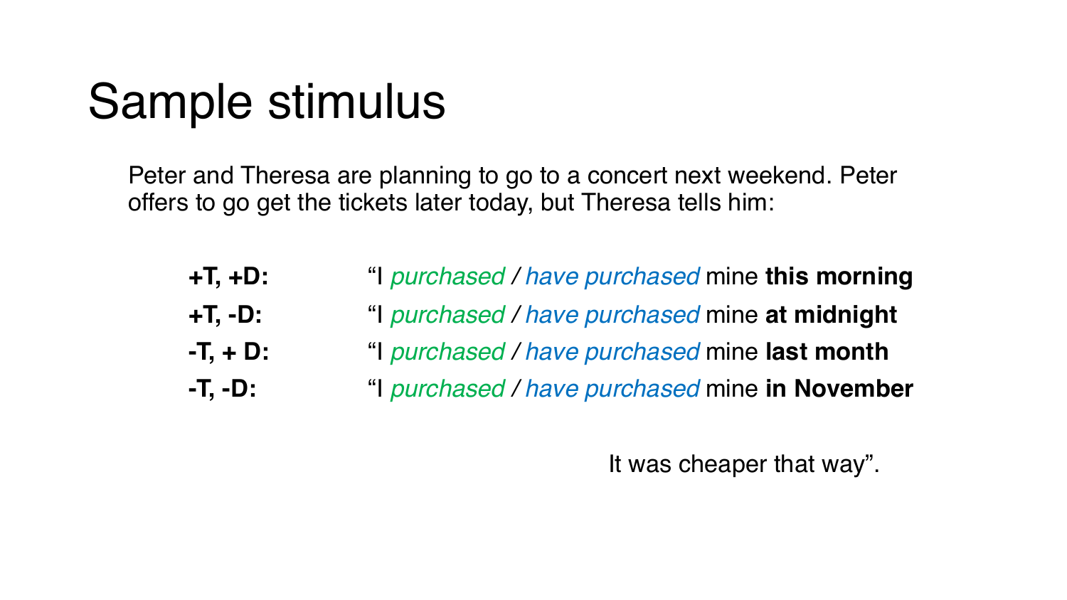# Sample stimulus

Peter and Theresa are planning to go to a concert next weekend. Peter offers to go get the tickets later today, but Theresa tells him:

| | |
|---|---|
| **+T, +D:** | "I *purchased* / *have purchased* mine **this morning** |
| **+T, -D:** | "I *purchased* / *have purchased* mine **at midnight** |
| **-T, + D:** | "I *purchased* / *have purchased* mine **last month** |
| **-T, -D:** | "I *purchased* / *have purchased* mine **in November** |

It was cheaper that way".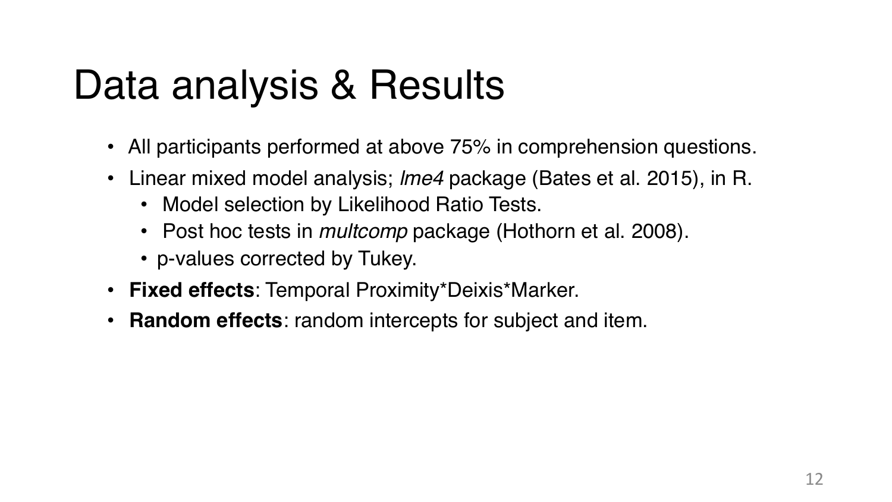# Data analysis & Results

- All participants performed at above 75% in comprehension questions.
- Linear mixed model analysis; *lme4* package (Bates et al. 2015), in R.
  - Model selection by Likelihood Ratio Tests.
  - Post hoc tests in *multcomp* package (Hothorn et al. 2008).
  - p-values corrected by Tukey.
- **Fixed effects**: Temporal Proximity*Deixis*Marker.
- **Random effects**: random intercepts for subject and item.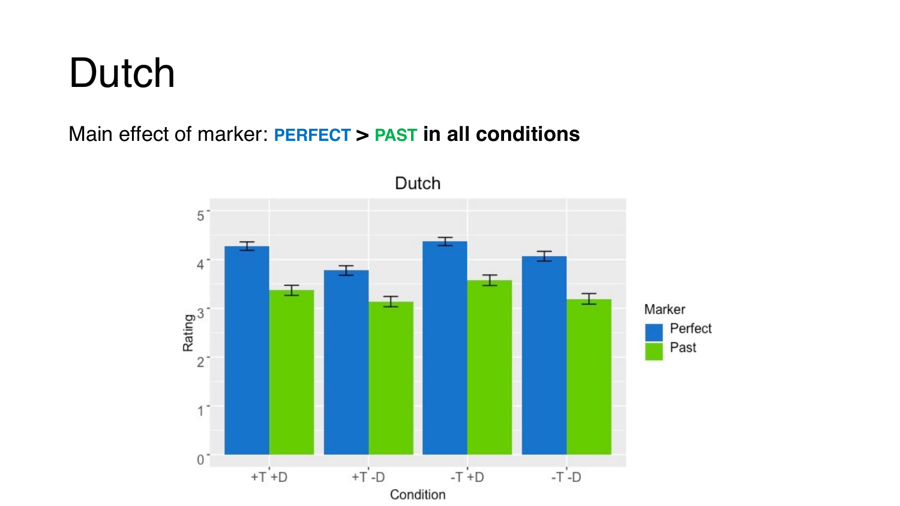# Dutch

Main effect of marker: **PERFECT > PAST in all conditions**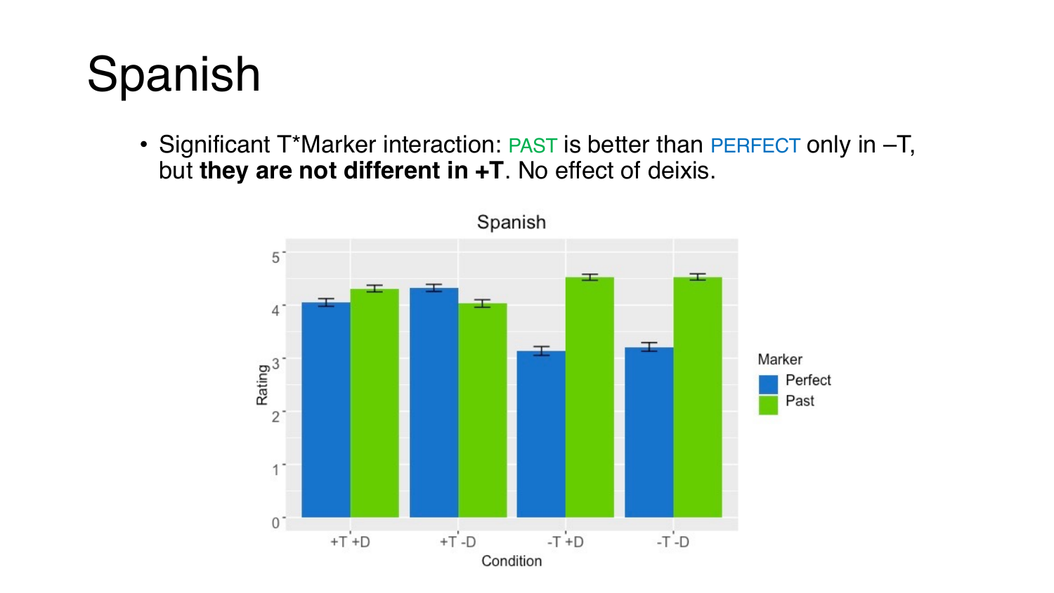# Spanish

- Significant T*Marker interaction: PAST is better than PERFECT only in –T, but **they are not different in +T**. No effect of deixis.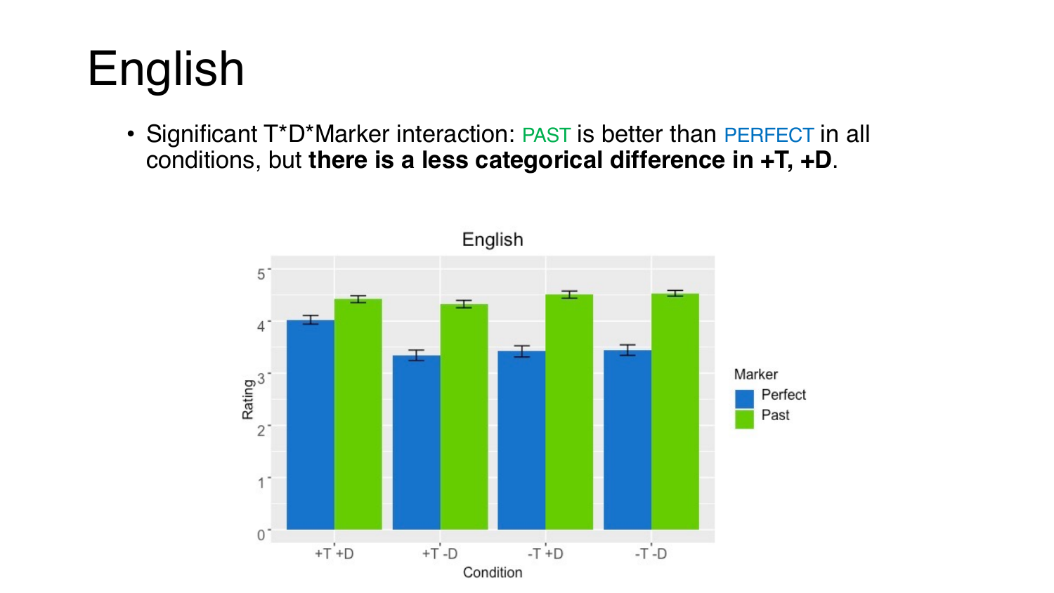# English

- Significant T*D*Marker interaction: PAST is better than PERFECT in all conditions, but **there is a less categorical difference in +T, +D**.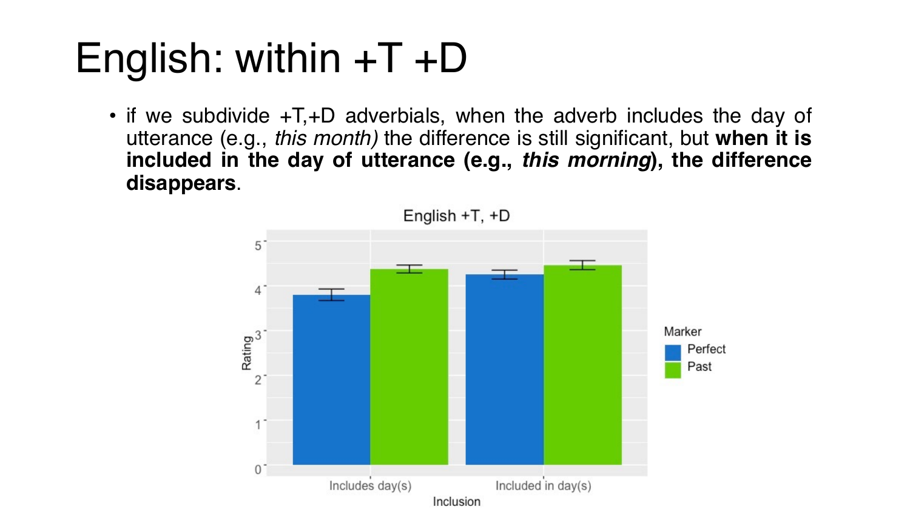# English: within +T +D

- if we subdivide +T,+D adverbials, when the adverb includes the day of utterance (e.g., *this month)* the difference is still significant, but **when it is included in the day of utterance (e.g., *this morning*), the difference disappears**.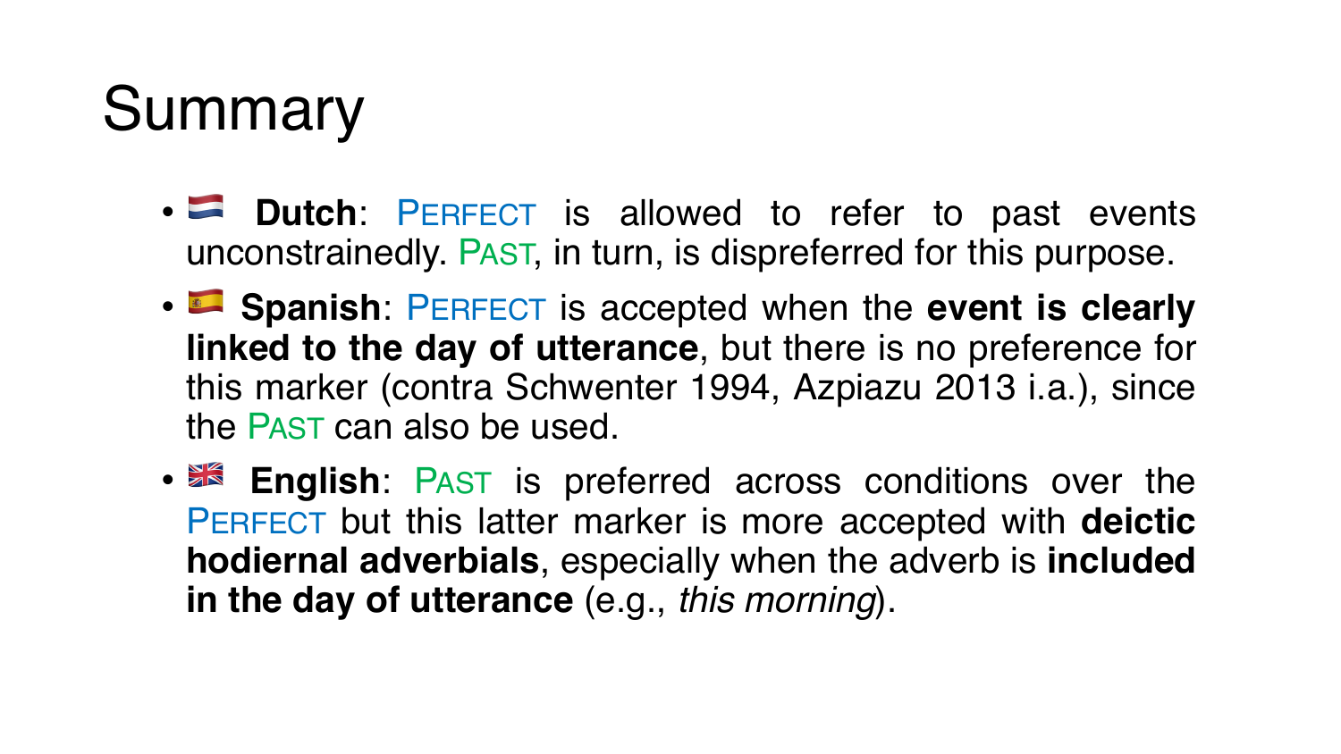# Summary

- 🇳🇱 **Dutch**: PERFECT is allowed to refer to past events unconstrainedly. PAST, in turn, is dispreferred for this purpose.
- 🇪🇸 **Spanish**: PERFECT is accepted when the **event is clearly linked to the day of utterance**, but there is no preference for this marker (contra Schwenter 1994, Azpiazu 2013 i.a.), since the PAST can also be used.
- 🇬🇧 **English**: PAST is preferred across conditions over the PERFECT but this latter marker is more accepted with **deictic hodiernal adverbials**, especially when the adverb is **included in the day of utterance** (e.g., *this morning*).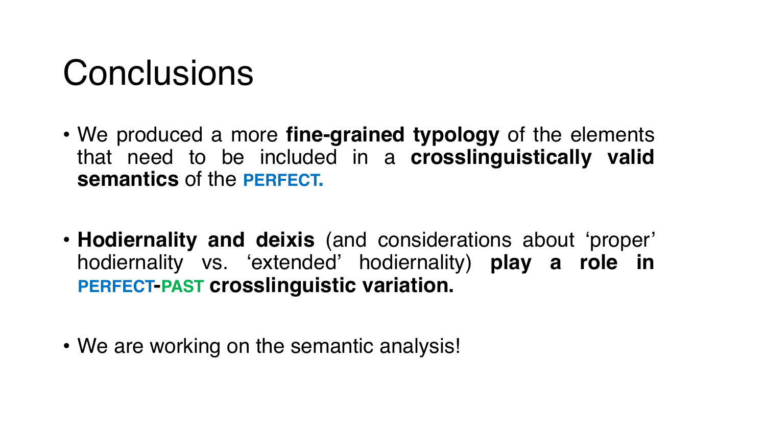# Conclusions

- We produced a more **fine-grained typology** of the elements that need to be included in a **crosslinguistically valid semantics** of the **PERFECT.**

- **Hodiernality and deixis** (and considerations about 'proper' hodiernality vs. 'extended' hodiernality) **play a role in PERFECT-PAST crosslinguistic variation.**

- We are working on the semantic analysis!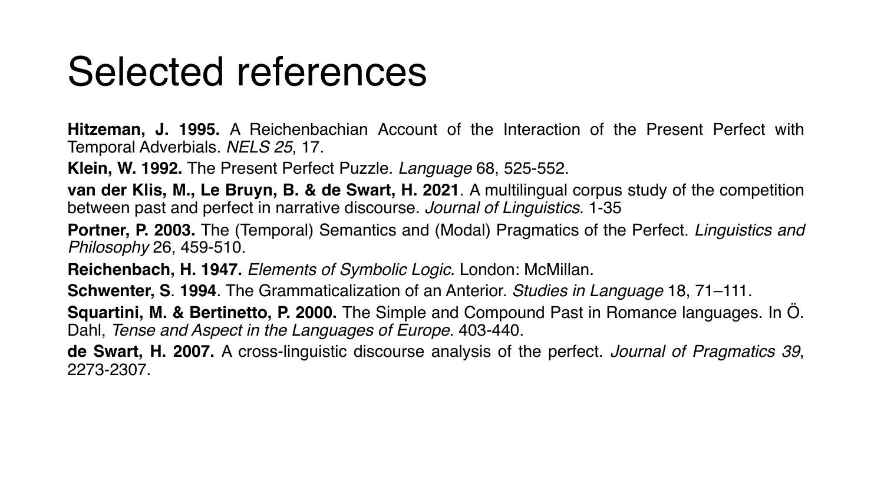# Selected references

**Hitzeman, J. 1995.** A Reichenbachian Account of the Interaction of the Present Perfect with Temporal Adverbials. *NELS 25*, 17.

**Klein, W. 1992.** The Present Perfect Puzzle. *Language* 68, 525-552.

**van der Klis, M., Le Bruyn, B. & de Swart, H. 2021**. A multilingual corpus study of the competition between past and perfect in narrative discourse. *Journal of Linguistics*. 1-35

**Portner, P. 2003.** The (Temporal) Semantics and (Modal) Pragmatics of the Perfect. *Linguistics and Philosophy* 26, 459-510.

**Reichenbach, H. 1947.** *Elements of Symbolic Logic*. London: McMillan.

**Schwenter, S**. **1994**. The Grammaticalization of an Anterior. *Studies in Language* 18, 71–111.

**Squartini, M. & Bertinetto, P. 2000.** The Simple and Compound Past in Romance languages. In Ö. Dahl, *Tense and Aspect in the Languages of Europe*. 403-440.

**de Swart, H. 2007.** A cross-linguistic discourse analysis of the perfect. *Journal of Pragmatics 39*, 2273-2307.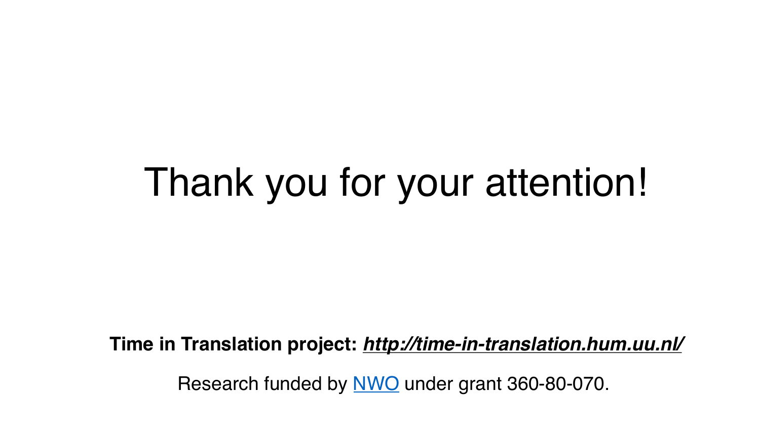# Thank you for your attention!

**Time in Translation project:** ***http://time-in-translation.hum.uu.nl/***

Research funded by NWO under grant 360-80-070.